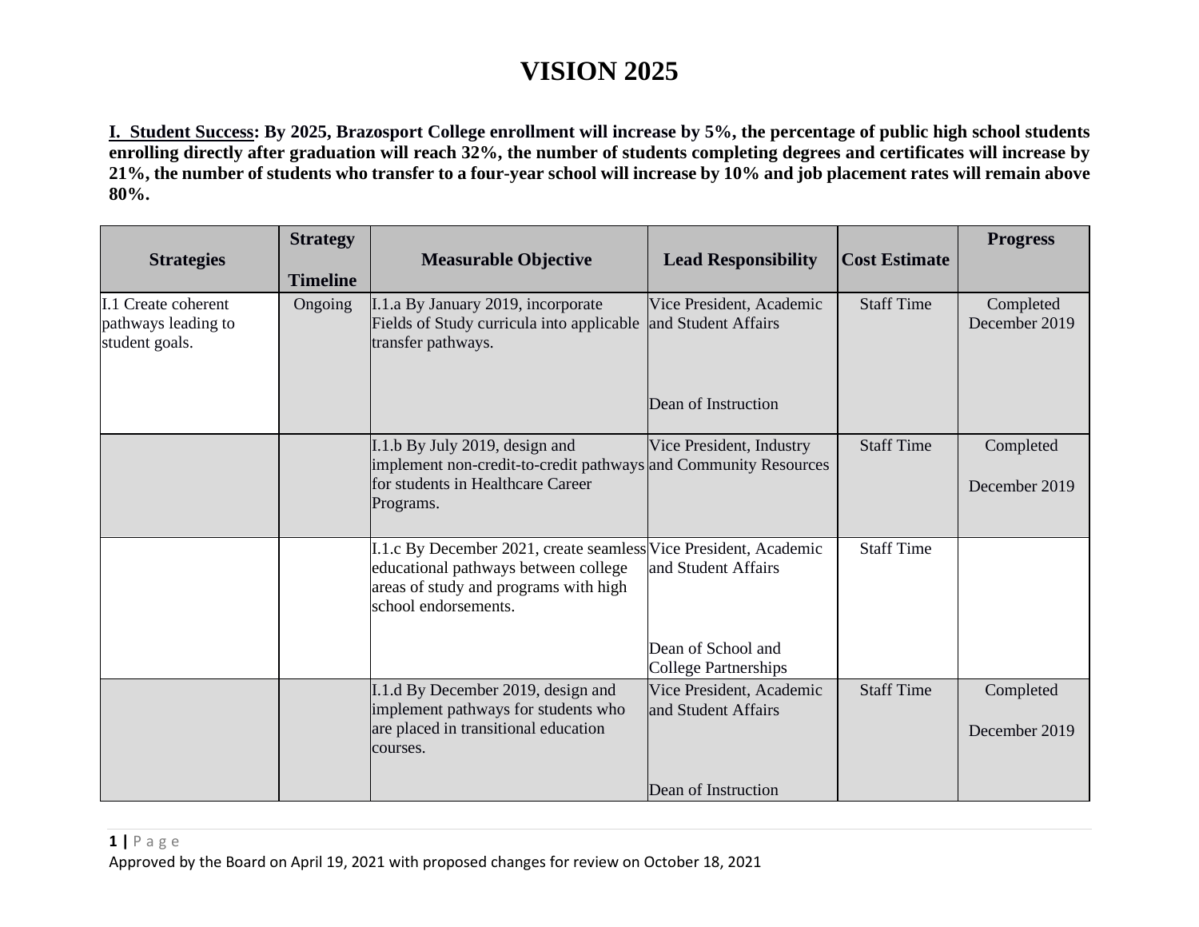# VISION 2025

**I. Student Success: By 2025, Brazosport College enrollment will increase by 5%, the percentage of public high school students enrolling directly after graduation will reach 32%, the number of students completing degrees and certificates will increase by 21%, the number of students who transfer to a four-year school will increase by 10% and job placement rates will remain above 80%.**

| Strategies | Strategy Timeline | Measurable Objective | Lead Responsibility | Cost Estimate | Progress |
|---|---|---|---|---|---|
| I.1 Create coherent pathways leading to student goals. | Ongoing | I.1.a By January 2019, incorporate Fields of Study curricula into applicable transfer pathways. | Vice President, Academic and Student Affairs<br><br>Dean of Instruction | Staff Time | Completed December 2019 |
| | | I.1.b By July 2019, design and implement non-credit-to-credit pathways for students in Healthcare Career Programs. | Vice President, Industry and Community Resources | Staff Time | Completed<br><br>December 2019 |
| | | I.1.c By December 2021, create seamless educational pathways between college areas of study and programs with high school endorsements. | Vice President, Academic and Student Affairs<br><br>Dean of School and College Partnerships | Staff Time | |
| | | I.1.d By December 2019, design and implement pathways for students who are placed in transitional education courses. | Vice President, Academic and Student Affairs<br><br>Dean of Instruction | Staff Time | Completed<br><br>December 2019 |

Approved by the Board on April 19, 2021 with proposed changes for review on October 18, 2021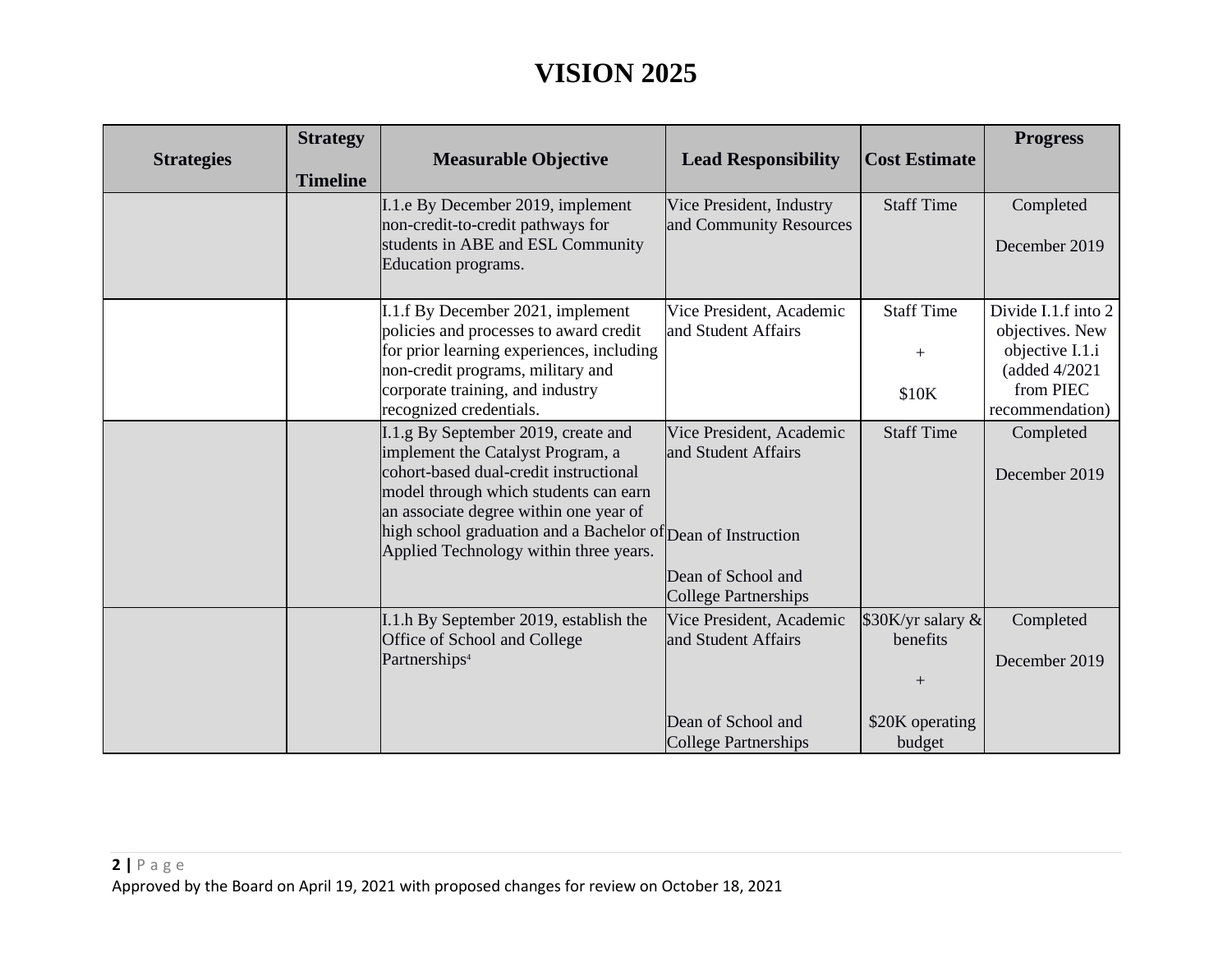# VISION 2025

| Strategies | Strategy Timeline | Measurable Objective | Lead Responsibility | Cost Estimate | Progress |
|---|---|---|---|---|---|
| | | I.1.e By December 2019, implement non-credit-to-credit pathways for students in ABE and ESL Community Education programs. | Vice President, Industry and Community Resources | Staff Time | Completed<br><br>December 2019 |
| | | I.1.f By December 2021, implement policies and processes to award credit for prior learning experiences, including non-credit programs, military and corporate training, and industry recognized credentials. | Vice President, Academic and Student Affairs | Staff Time<br><br>+<br><br>$10K | Divide I.1.f into 2 objectives. New objective I.1.i (added 4/2021 from PIEC recommendation) |
| | | I.1.g By September 2019, create and implement the Catalyst Program, a cohort-based dual-credit instructional model through which students can earn an associate degree within one year of high school graduation and a Bachelor of Applied Technology within three years. | Vice President, Academic and Student Affairs<br><br>Dean of Instruction<br><br>Dean of School and College Partnerships | Staff Time | Completed<br><br>December 2019 |
| | | I.1.h By September 2019, establish the Office of School and College Partnerships[4] | Vice President, Academic and Student Affairs<br><br>Dean of School and College Partnerships | $30K/yr salary & benefits<br><br>+<br><br>$20K operating budget | Completed<br><br>December 2019 |

Approved by the Board on April 19, 2021 with proposed changes for review on October 18, 2021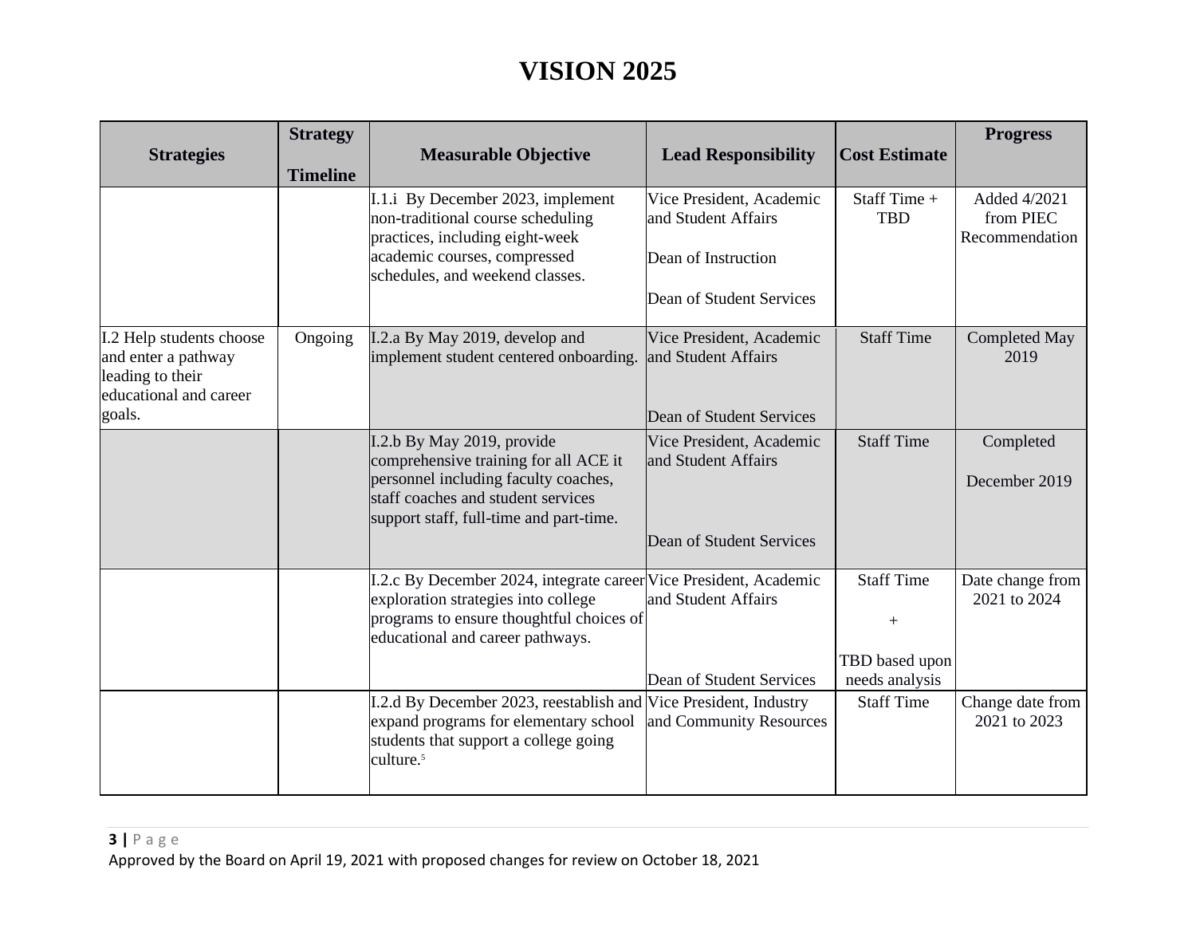# VISION 2025

| Strategies | Strategy Timeline | Measurable Objective | Lead Responsibility | Cost Estimate | Progress |
|---|---|---|---|---|---|
| | | I.1.i By December 2023, implement non-traditional course scheduling practices, including eight-week academic courses, compressed schedules, and weekend classes. | Vice President, Academic and Student Affairs<br><br>Dean of Instruction<br><br>Dean of Student Services | Staff Time + TBD | Added 4/2021 from PIEC Recommendation |
| I.2 Help students choose and enter a pathway leading to their educational and career goals. | Ongoing | I.2.a By May 2019, develop and implement student centered onboarding. | Vice President, Academic and Student Affairs<br><br>Dean of Student Services | Staff Time | Completed May 2019 |
| | | I.2.b By May 2019, provide comprehensive training for all ACE it personnel including faculty coaches, staff coaches and student services support staff, full-time and part-time. | Vice President, Academic and Student Affairs<br><br>Dean of Student Services | Staff Time | Completed<br><br>December 2019 |
| | | I.2.c By December 2024, integrate career exploration strategies into college programs to ensure thoughtful choices of educational and career pathways. | Vice President, Academic and Student Affairs<br><br>Dean of Student Services | Staff Time<br><br>+<br><br>TBD based upon needs analysis | Date change from 2021 to 2024 |
| | | I.2.d By December 2023, reestablish and expand programs for elementary school students that support a college going culture.[5] | Vice President, Industry and Community Resources | Staff Time | Change date from 2021 to 2023 |

Approved by the Board on April 19, 2021 with proposed changes for review on October 18, 2021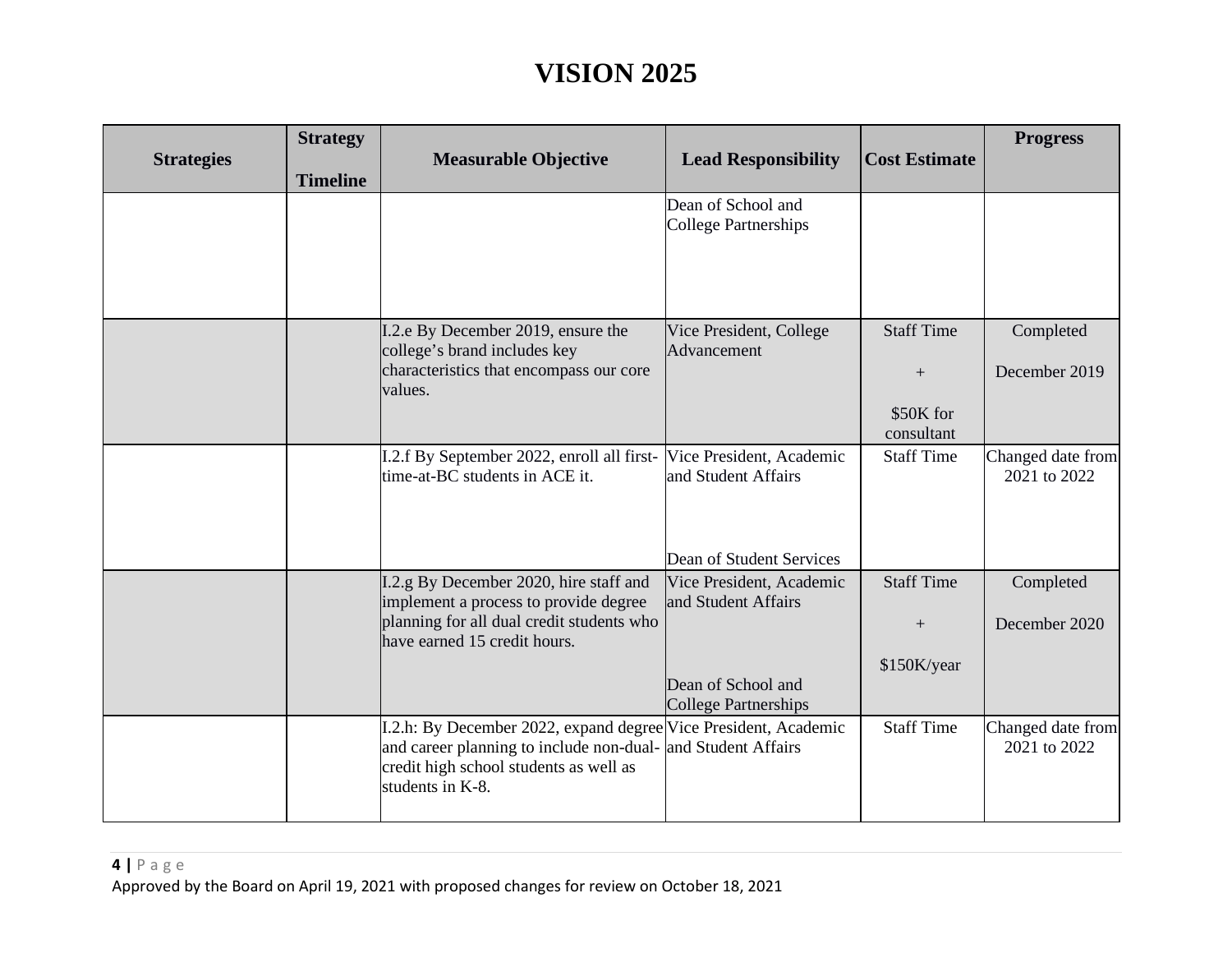# VISION 2025

| Strategies | Strategy Timeline | Measurable Objective | Lead Responsibility | Cost Estimate | Progress |
|---|---|---|---|---|---|
| | | | Dean of School and College Partnerships | | |
| | | I.2.e By December 2019, ensure the college's brand includes key characteristics that encompass our core values. | Vice President, College Advancement | Staff Time + $50K for consultant | Completed December 2019 |
| | | I.2.f By September 2022, enroll all first-time-at-BC students in ACE it. | Vice President, Academic and Student Affairs<br><br>Dean of Student Services | Staff Time | Changed date from 2021 to 2022 |
| | | I.2.g By December 2020, hire staff and implement a process to provide degree planning for all dual credit students who have earned 15 credit hours. | Vice President, Academic and Student Affairs<br><br>Dean of School and College Partnerships | Staff Time + $150K/year | Completed December 2020 |
| | | I.2.h: By December 2022, expand degree and career planning to include non-dual-credit high school students as well as students in K-8. | Vice President, Academic and Student Affairs | Staff Time | Changed date from 2021 to 2022 |

Approved by the Board on April 19, 2021 with proposed changes for review on October 18, 2021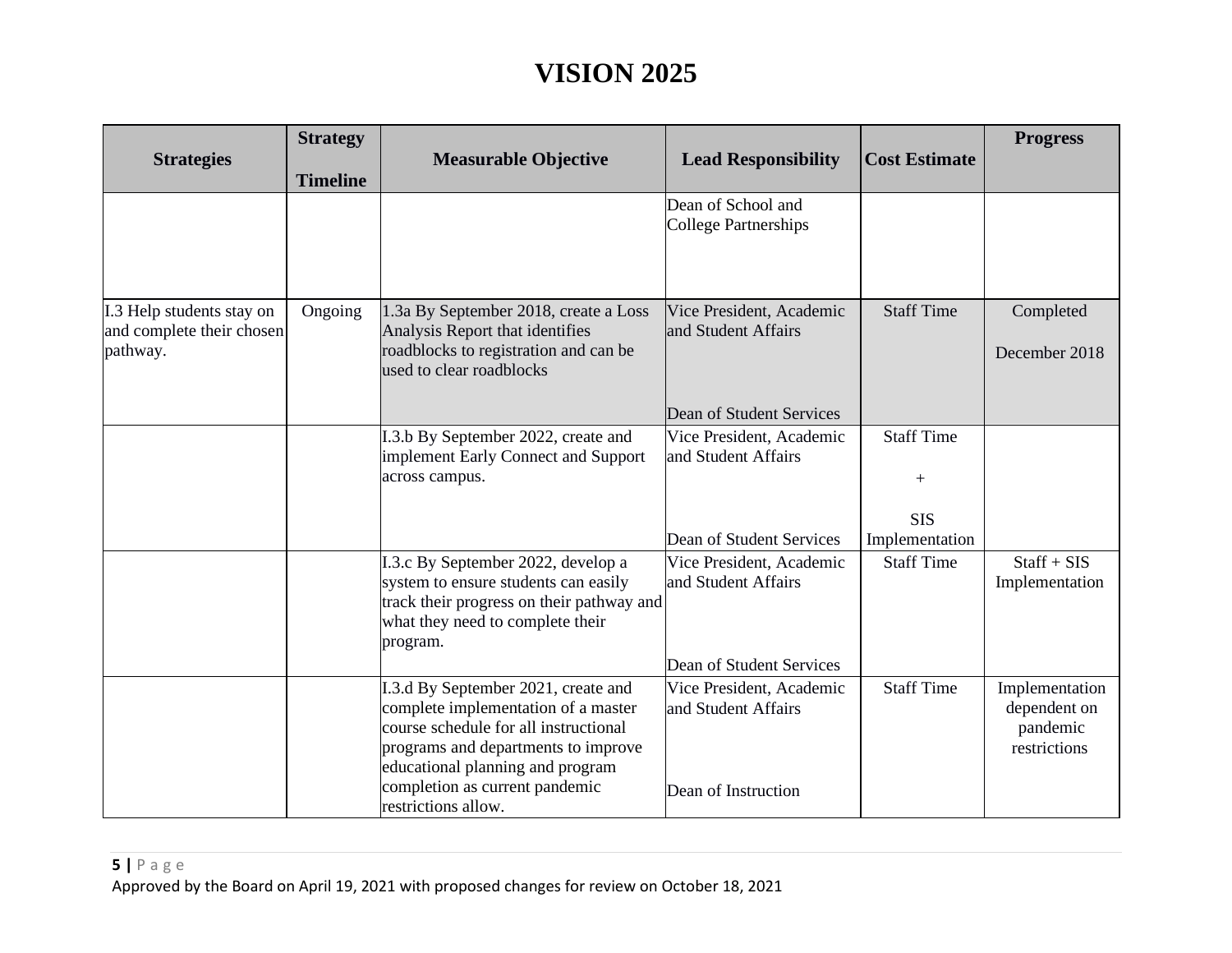# VISION 2025

| Strategies | Strategy Timeline | Measurable Objective | Lead Responsibility | Cost Estimate | Progress |
|---|---|---|---|---|---|
| | | | Dean of School and College Partnerships | | |
| I.3 Help students stay on and complete their chosen pathway. | Ongoing | 1.3a By September 2018, create a Loss Analysis Report that identifies roadblocks to registration and can be used to clear roadblocks | Vice President, Academic and Student Affairs<br><br>Dean of Student Services | Staff Time | Completed<br><br>December 2018 |
| | | I.3.b By September 2022, create and implement Early Connect and Support across campus. | Vice President, Academic and Student Affairs<br><br>Dean of Student Services | Staff Time<br><br>+<br><br>SIS Implementation | |
| | | I.3.c By September 2022, develop a system to ensure students can easily track their progress on their pathway and what they need to complete their program. | Vice President, Academic and Student Affairs<br><br>Dean of Student Services | Staff Time | Staff + SIS Implementation |
| | | I.3.d By September 2021, create and complete implementation of a master course schedule for all instructional programs and departments to improve educational planning and program completion as current pandemic restrictions allow. | Vice President, Academic and Student Affairs<br><br>Dean of Instruction | Staff Time | Implementation dependent on pandemic restrictions |

Approved by the Board on April 19, 2021 with proposed changes for review on October 18, 2021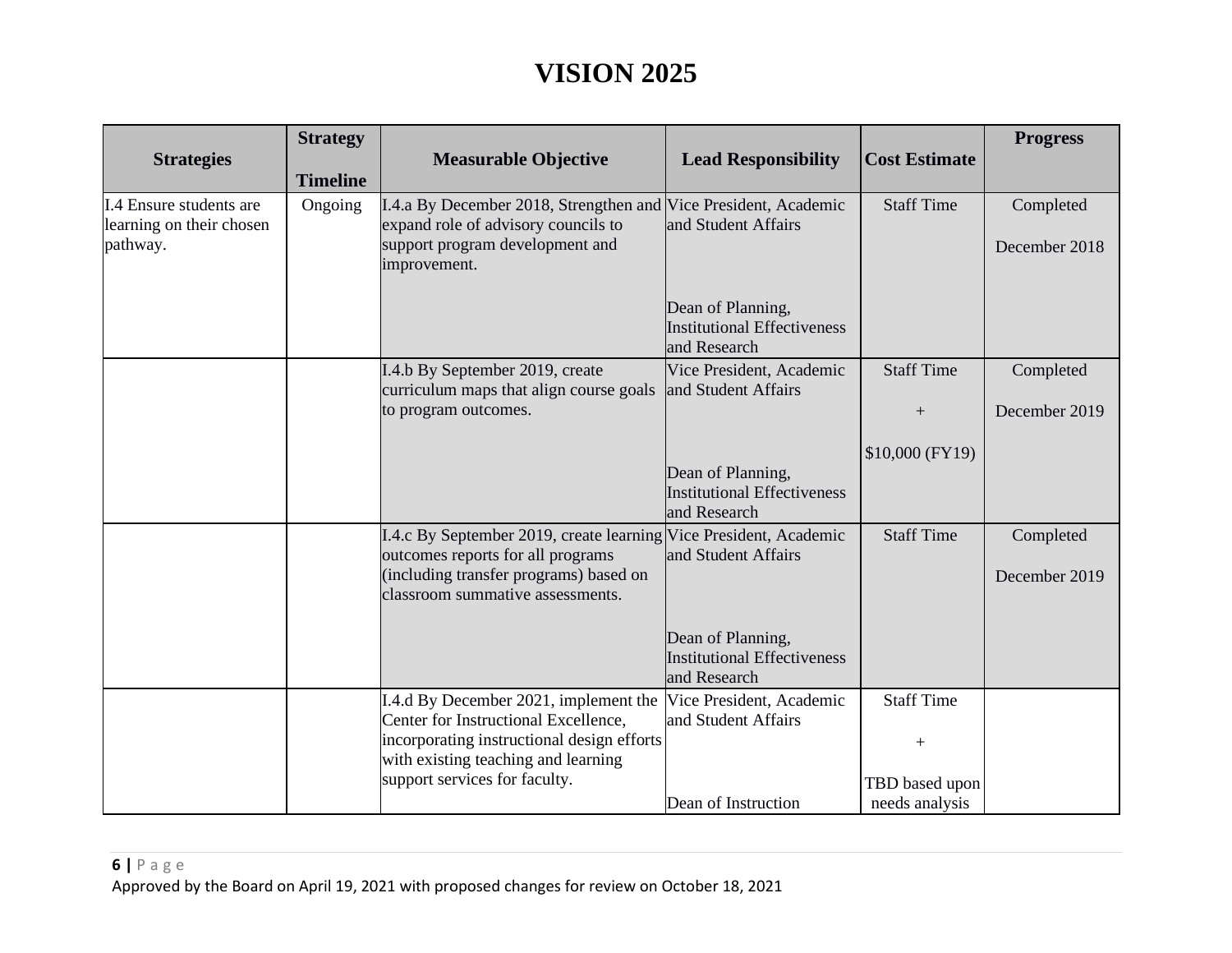# VISION 2025

| Strategies | Strategy Timeline | Measurable Objective | Lead Responsibility | Cost Estimate | Progress |
|---|---|---|---|---|---|
| I.4 Ensure students are learning on their chosen pathway. | Ongoing | I.4.a By December 2018, Strengthen and expand role of advisory councils to support program development and improvement. | Vice President, Academic and Student Affairs<br><br>Dean of Planning, Institutional Effectiveness and Research | Staff Time | Completed<br><br>December 2018 |
| | | I.4.b By September 2019, create curriculum maps that align course goals to program outcomes. | Vice President, Academic and Student Affairs<br><br>Dean of Planning, Institutional Effectiveness and Research | Staff Time<br><br>+<br><br>$10,000 (FY19) | Completed<br><br>December 2019 |
| | | I.4.c By September 2019, create learning outcomes reports for all programs (including transfer programs) based on classroom summative assessments. | Vice President, Academic and Student Affairs<br><br>Dean of Planning, Institutional Effectiveness and Research | Staff Time | Completed<br><br>December 2019 |
| | | I.4.d By December 2021, implement the Center for Instructional Excellence, incorporating instructional design efforts with existing teaching and learning support services for faculty. | Vice President, Academic and Student Affairs<br><br>Dean of Instruction | Staff Time<br><br>+<br><br>TBD based upon needs analysis | |

Approved by the Board on April 19, 2021 with proposed changes for review on October 18, 2021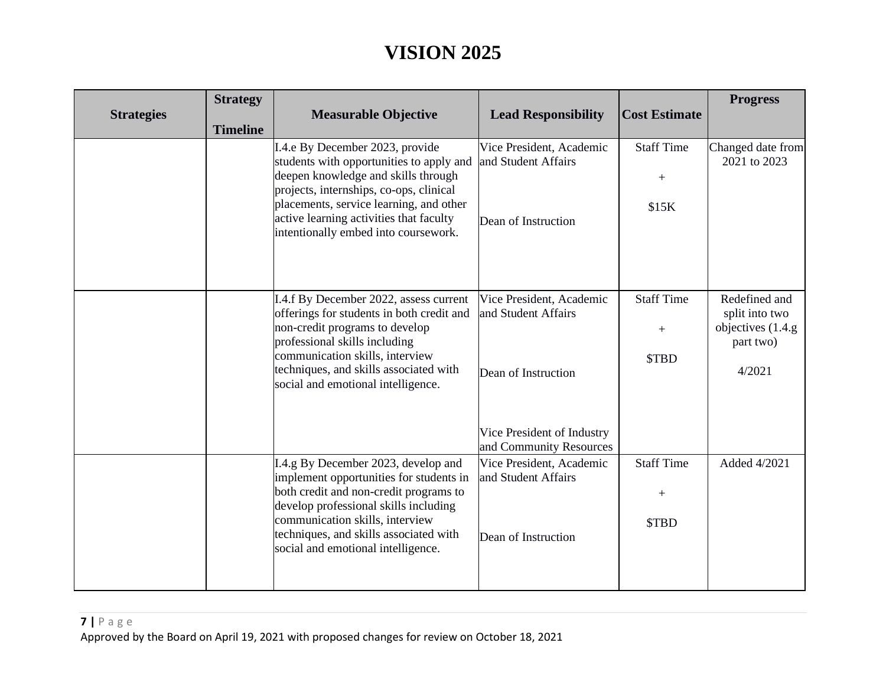# VISION 2025

| Strategies | Strategy Timeline | Measurable Objective | Lead Responsibility | Cost Estimate | Progress |
|---|---|---|---|---|---|
| | | I.4.e By December 2023, provide students with opportunities to apply and deepen knowledge and skills through projects, internships, co-ops, clinical placements, service learning, and other active learning activities that faculty intentionally embed into coursework. | Vice President, Academic and Student Affairs<br><br>Dean of Instruction | Staff Time<br>+<br>$15K | Changed date from 2021 to 2023 |
| | | I.4.f By December 2022, assess current offerings for students in both credit and non-credit programs to develop professional skills including communication skills, interview techniques, and skills associated with social and emotional intelligence. | Vice President, Academic and Student Affairs<br><br>Dean of Instruction<br><br>Vice President of Industry and Community Resources | Staff Time<br>+<br>$TBD | Redefined and split into two objectives (1.4.g part two)<br><br>4/2021 |
| | | I.4.g By December 2023, develop and implement opportunities for students in both credit and non-credit programs to develop professional skills including communication skills, interview techniques, and skills associated with social and emotional intelligence. | Vice President, Academic and Student Affairs<br><br>Dean of Instruction | Staff Time<br>+<br>$TBD | Added 4/2021 |

Approved by the Board on April 19, 2021 with proposed changes for review on October 18, 2021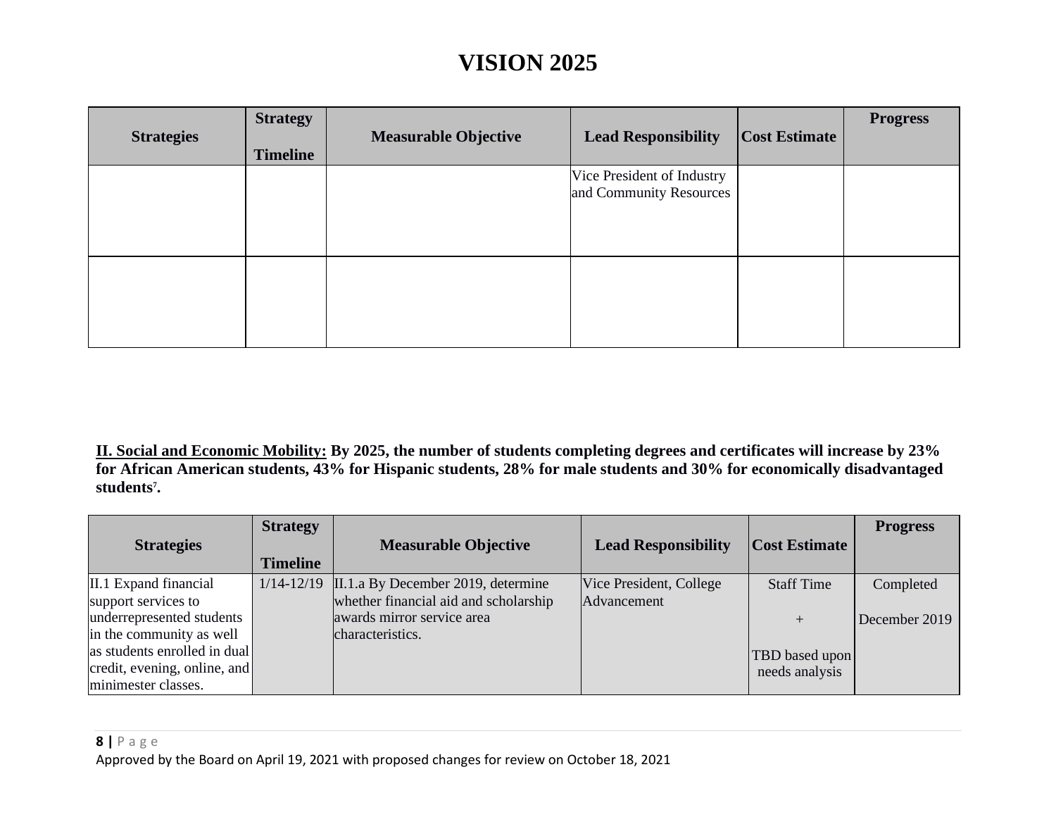# VISION 2025

| Strategies | Strategy Timeline | Measurable Objective | Lead Responsibility | Cost Estimate | Progress |
|---|---|---|---|---|---|
| | | | Vice President of Industry and Community Resources | | |
| | | | | | |

**<u>II. Social and Economic Mobility:</u> By 2025, the number of students completing degrees and certificates will increase by 23% for African American students, 43% for Hispanic students, 28% for male students and 30% for economically disadvantaged students[7].**

| Strategies | Strategy Timeline | Measurable Objective | Lead Responsibility | Cost Estimate | Progress |
|---|---|---|---|---|---|
| II.1 Expand financial support services to underrepresented students in the community as well as students enrolled in dual credit, evening, online, and minimester classes. | 1/14-12/19 | II.1.a By December 2019, determine whether financial aid and scholarship awards mirror service area characteristics. | Vice President, College Advancement | Staff Time + TBD based upon needs analysis | Completed December 2019 |

Approved by the Board on April 19, 2021 with proposed changes for review on October 18, 2021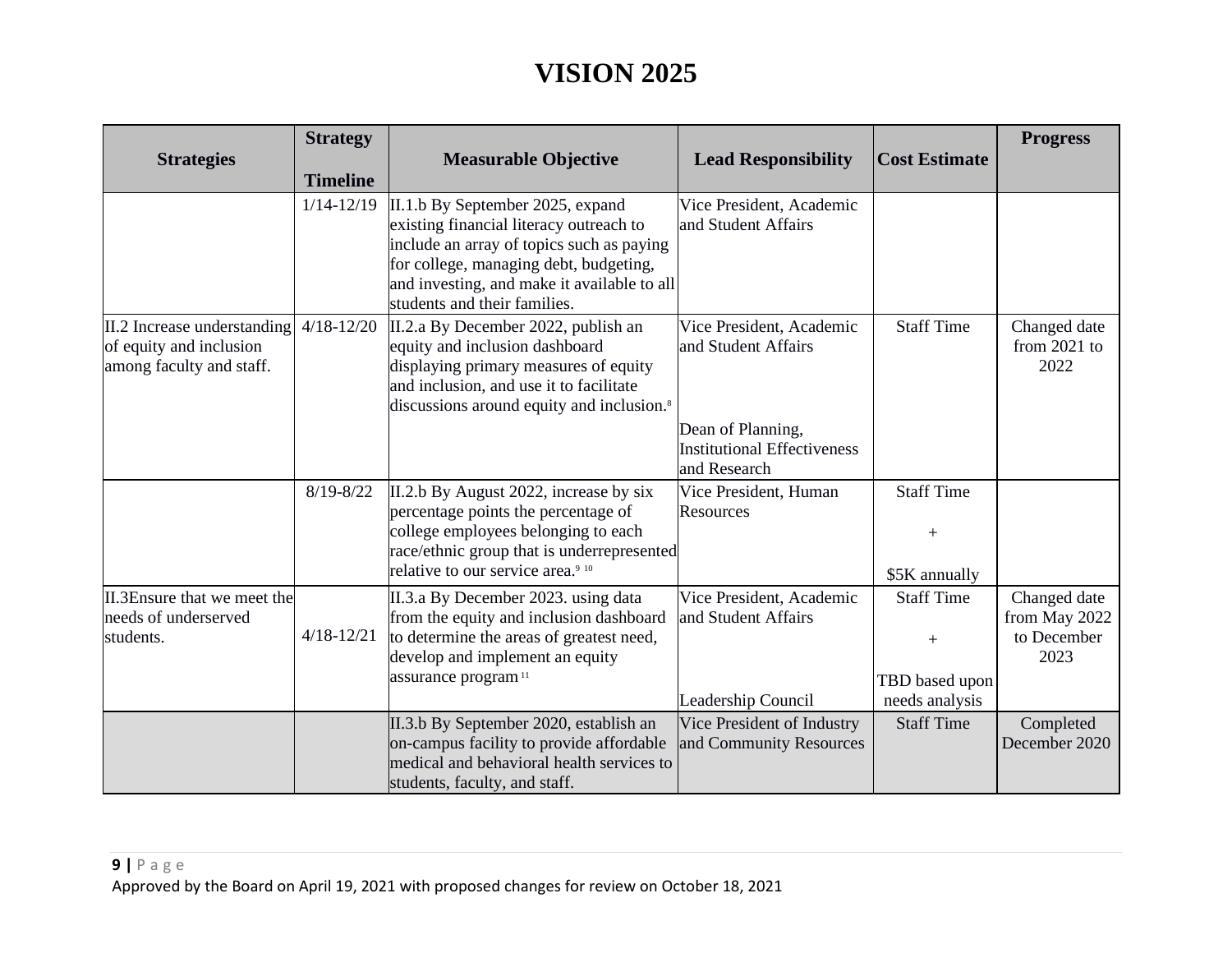# VISION 2025

| Strategies | Strategy Timeline | Measurable Objective | Lead Responsibility | Cost Estimate | Progress |
|---|---|---|---|---|---|
| | 1/14-12/19 | II.1.b By September 2025, expand existing financial literacy outreach to include an array of topics such as paying for college, managing debt, budgeting, and investing, and make it available to all students and their families. | Vice President, Academic and Student Affairs | | |
| II.2 Increase understanding of equity and inclusion among faculty and staff. | 4/18-12/20 | II.2.a By December 2022, publish an equity and inclusion dashboard displaying primary measures of equity and inclusion, and use it to facilitate discussions around equity and inclusion.[8] | Vice President, Academic and Student Affairs<br><br>Dean of Planning, Institutional Effectiveness and Research | Staff Time | Changed date from 2021 to 2022 |
| | 8/19-8/22 | II.2.b By August 2022, increase by six percentage points the percentage of college employees belonging to each race/ethnic group that is underrepresented relative to our service area.[9] [10] | Vice President, Human Resources | Staff Time<br><br>+<br><br>$5K annually | |
| II.3Ensure that we meet the needs of underserved students. | 4/18-12/21 | II.3.a By December 2023. using data from the equity and inclusion dashboard to determine the areas of greatest need, develop and implement an equity assurance program[11] | Vice President, Academic and Student Affairs<br><br>Leadership Council | Staff Time<br><br>+<br><br>TBD based upon needs analysis | Changed date from May 2022 to December 2023 |
| | | II.3.b By September 2020, establish an on-campus facility to provide affordable medical and behavioral health services to students, faculty, and staff. | Vice President of Industry and Community Resources | Staff Time | Completed December 2020 |

Approved by the Board on April 19, 2021 with proposed changes for review on October 18, 2021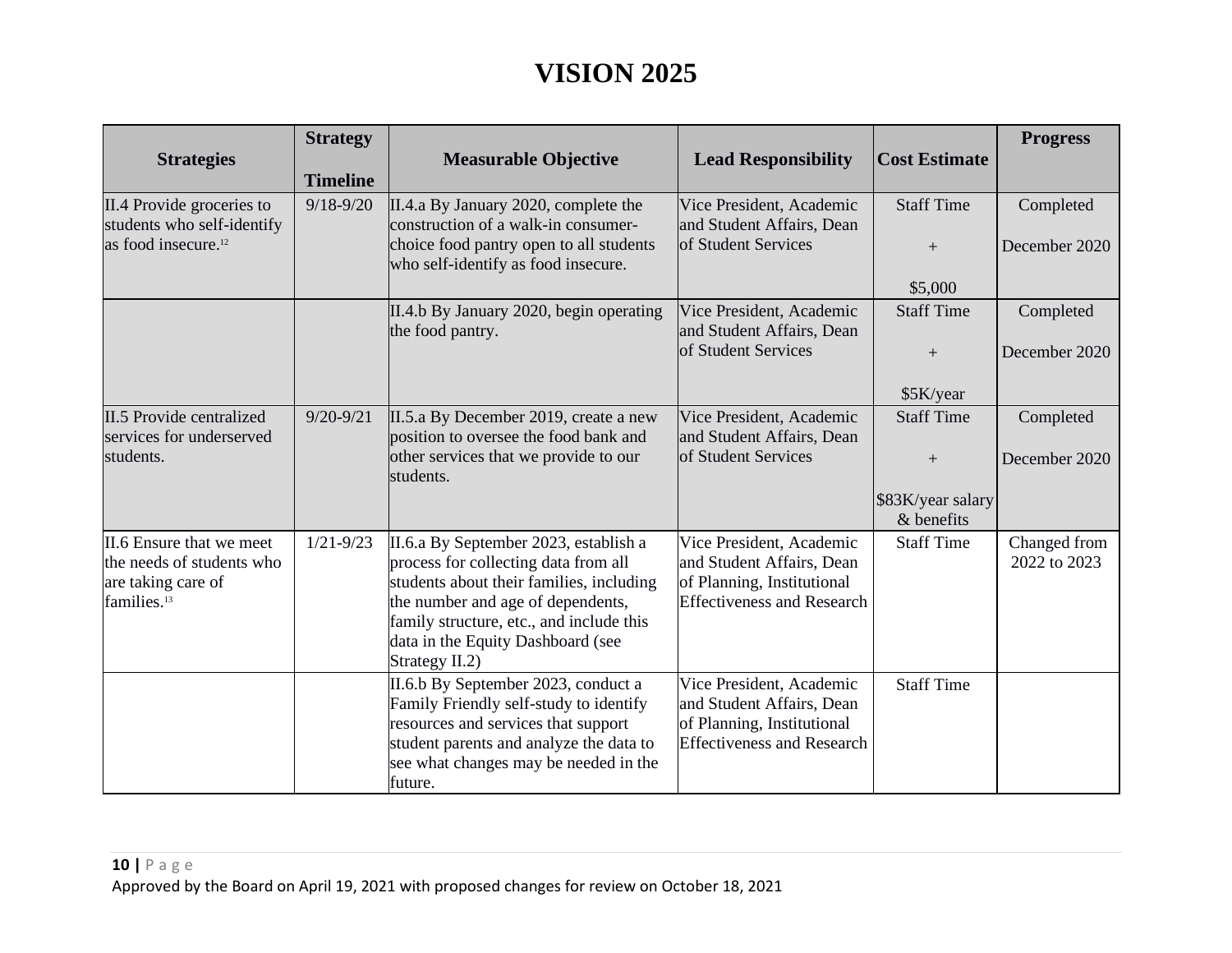# VISION 2025

| Strategies | Strategy Timeline | Measurable Objective | Lead Responsibility | Cost Estimate | Progress |
|---|---|---|---|---|---|
| II.4 Provide groceries to students who self-identify as food insecure.[12] | 9/18-9/20 | II.4.a By January 2020, complete the construction of a walk-in consumer-choice food pantry open to all students who self-identify as food insecure. | Vice President, Academic and Student Affairs, Dean of Student Services | Staff Time + $5,000 | Completed December 2020 |
| | | II.4.b By January 2020, begin operating the food pantry. | Vice President, Academic and Student Affairs, Dean of Student Services | Staff Time + $5K/year | Completed December 2020 |
| II.5 Provide centralized services for underserved students. | 9/20-9/21 | II.5.a By December 2019, create a new position to oversee the food bank and other services that we provide to our students. | Vice President, Academic and Student Affairs, Dean of Student Services | Staff Time + $83K/year salary & benefits | Completed December 2020 |
| II.6 Ensure that we meet the needs of students who are taking care of families.[13] | 1/21-9/23 | II.6.a By September 2023, establish a process for collecting data from all students about their families, including the number and age of dependents, family structure, etc., and include this data in the Equity Dashboard (see Strategy II.2) | Vice President, Academic and Student Affairs, Dean of Planning, Institutional Effectiveness and Research | Staff Time | Changed from 2022 to 2023 |
| | | II.6.b By September 2023, conduct a Family Friendly self-study to identify resources and services that support student parents and analyze the data to see what changes may be needed in the future. | Vice President, Academic and Student Affairs, Dean of Planning, Institutional Effectiveness and Research | Staff Time | |

Approved by the Board on April 19, 2021 with proposed changes for review on October 18, 2021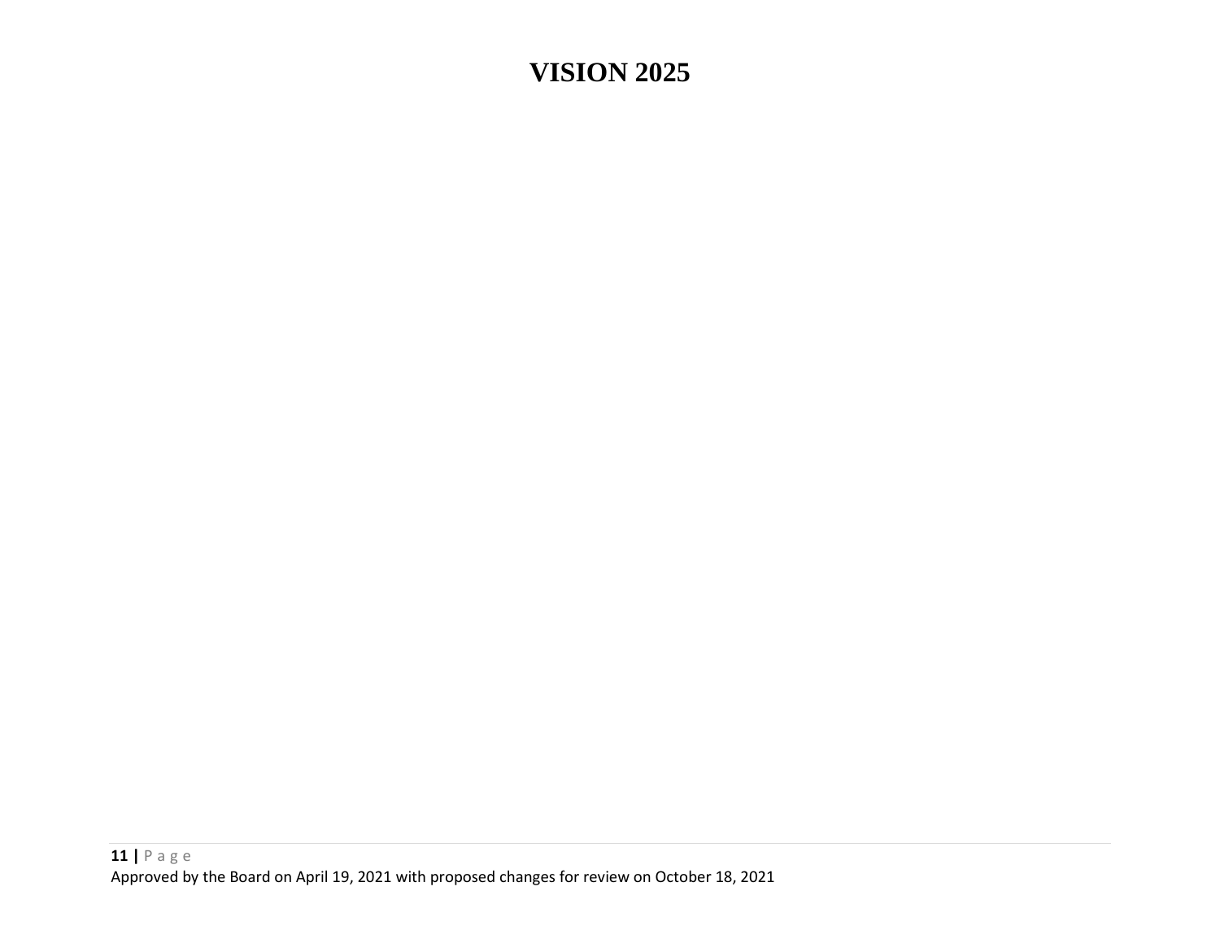# VISION 2025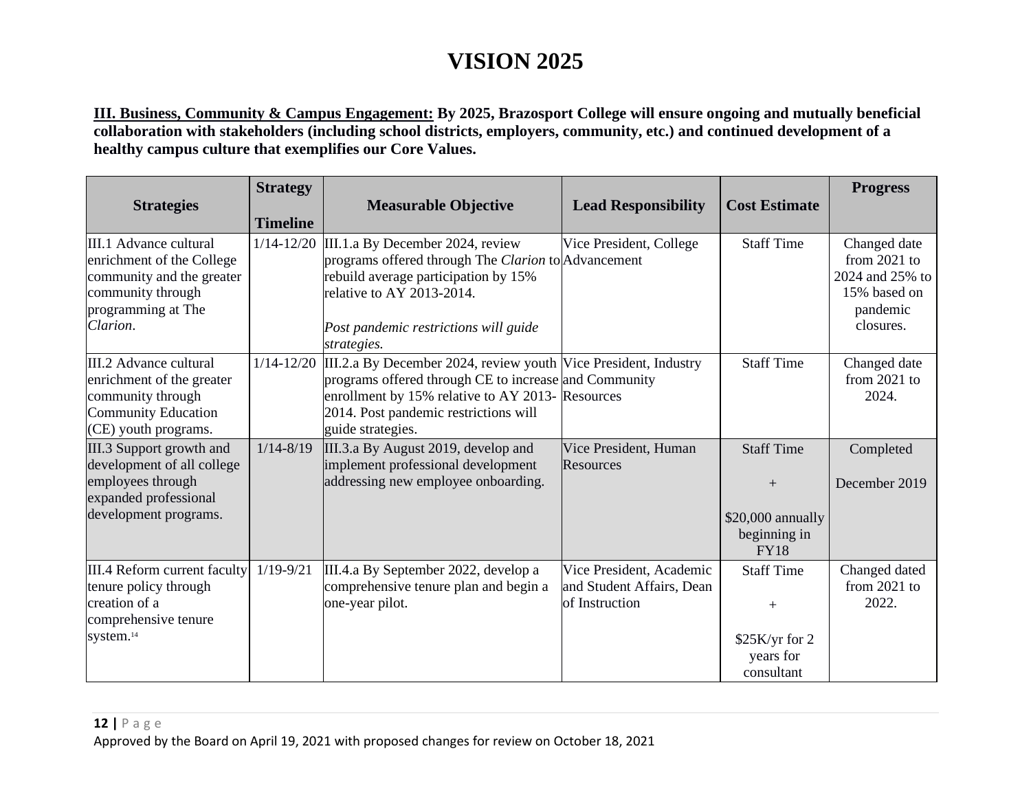# VISION 2025

**III. Business, Community & Campus Engagement: By 2025, Brazosport College will ensure ongoing and mutually beneficial collaboration with stakeholders (including school districts, employers, community, etc.) and continued development of a healthy campus culture that exemplifies our Core Values.**

| Strategies | Strategy Timeline | Measurable Objective | Lead Responsibility | Cost Estimate | Progress |
|---|---|---|---|---|---|
| III.1 Advance cultural enrichment of the College community and the greater community through programming at The *Clarion*. | 1/14-12/20 | III.1.a By December 2024, review programs offered through The *Clarion* to rebuild average participation by 15% relative to AY 2013-2014.<br><br>*Post pandemic restrictions will guide strategies.* | Vice President, College Advancement | Staff Time | Changed date from 2021 to 2024 and 25% to 15% based on pandemic closures. |
| III.2 Advance cultural enrichment of the greater community through Community Education (CE) youth programs. | 1/14-12/20 | III.2.a By December 2024, review youth programs offered through CE to increase enrollment by 15% relative to AY 2013-2014. Post pandemic restrictions will guide strategies. | Vice President, Industry and Community Resources | Staff Time | Changed date from 2021 to 2024. |
| III.3 Support growth and development of all college employees through expanded professional development programs. | 1/14-8/19 | III.3.a By August 2019, develop and implement professional development addressing new employee onboarding. | Vice President, Human Resources | Staff Time<br><br>+<br><br>$20,000 annually beginning in FY18 | Completed<br><br>December 2019 |
| III.4 Reform current faculty tenure policy through creation of a comprehensive tenure system.[14] | 1/19-9/21 | III.4.a By September 2022, develop a comprehensive tenure plan and begin a one-year pilot. | Vice President, Academic and Student Affairs, Dean of Instruction | Staff Time<br><br>+<br><br>$25K/yr for 2 years for consultant | Changed dated from 2021 to 2022. |

Approved by the Board on April 19, 2021 with proposed changes for review on October 18, 2021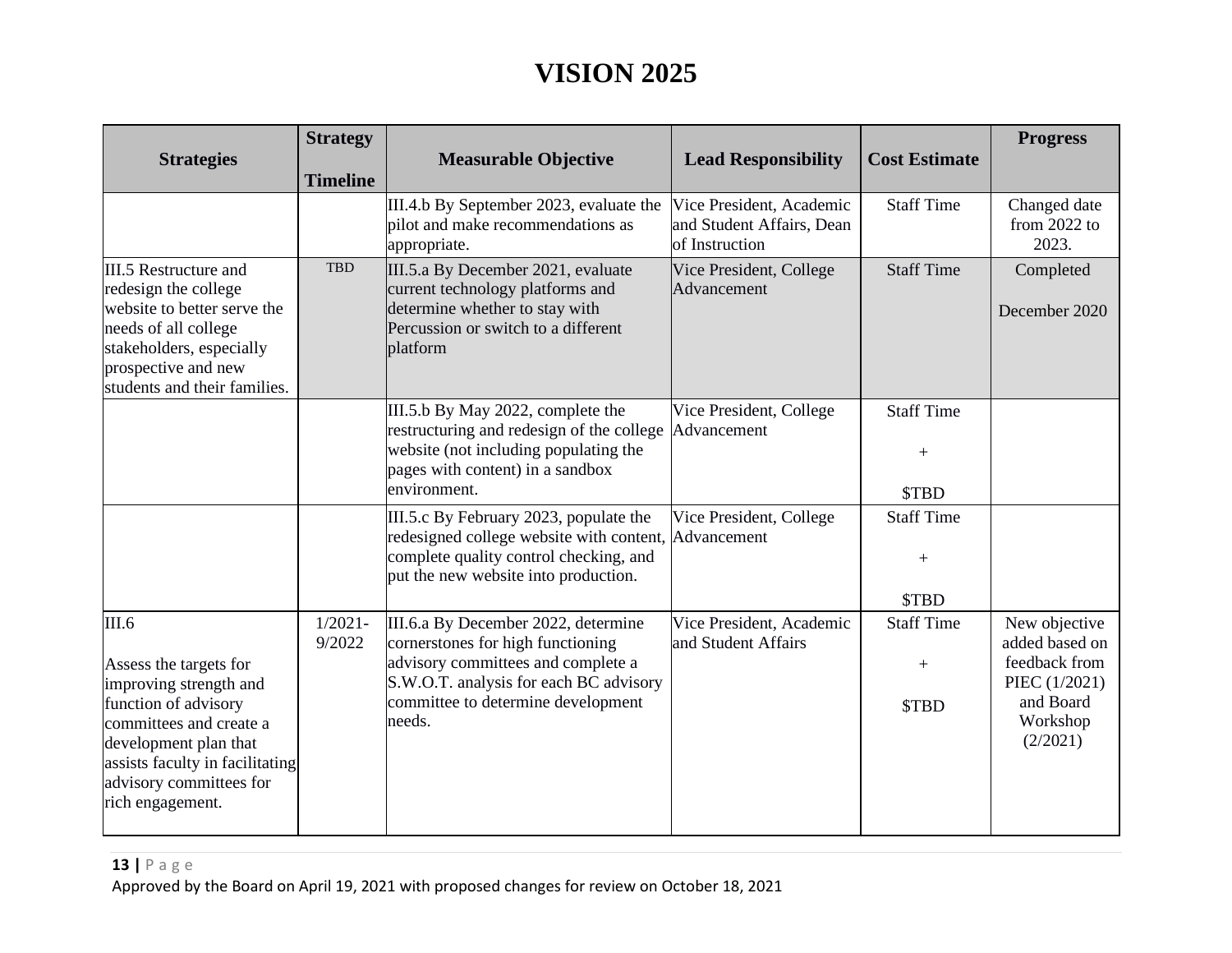# VISION 2025

| Strategies | Strategy Timeline | Measurable Objective | Lead Responsibility | Cost Estimate | Progress |
|---|---|---|---|---|---|
| | | III.4.b By September 2023, evaluate the pilot and make recommendations as appropriate. | Vice President, Academic and Student Affairs, Dean of Instruction | Staff Time | Changed date from 2022 to 2023. |
| III.5 Restructure and redesign the college website to better serve the needs of all college stakeholders, especially prospective and new students and their families. | TBD | III.5.a By December 2021, evaluate current technology platforms and determine whether to stay with Percussion or switch to a different platform | Vice President, College Advancement | Staff Time | Completed December 2020 |
| | | III.5.b By May 2022, complete the restructuring and redesign of the college website (not including populating the pages with content) in a sandbox environment. | Vice President, College Advancement | Staff Time + $TBD | |
| | | III.5.c By February 2023, populate the redesigned college website with content, complete quality control checking, and put the new website into production. | Vice President, College Advancement | Staff Time + $TBD | |
| III.6 Assess the targets for improving strength and function of advisory committees and create a development plan that assists faculty in facilitating advisory committees for rich engagement. | 1/2021-9/2022 | III.6.a By December 2022, determine cornerstones for high functioning advisory committees and complete a S.W.O.T. analysis for each BC advisory committee to determine development needs. | Vice President, Academic and Student Affairs | Staff Time + $TBD | New objective added based on feedback from PIEC (1/2021) and Board Workshop (2/2021) |

Approved by the Board on April 19, 2021 with proposed changes for review on October 18, 2021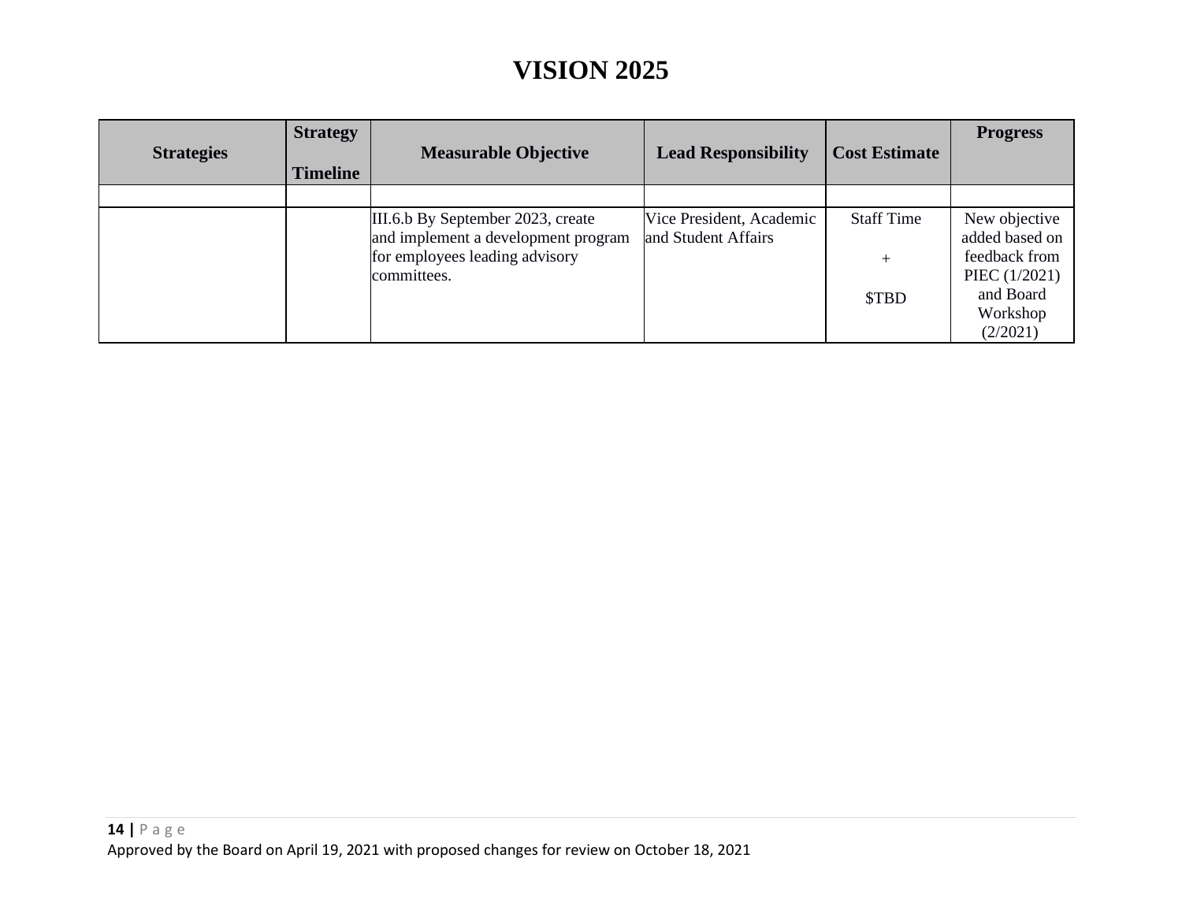# VISION 2025

| Strategies | Strategy Timeline | Measurable Objective | Lead Responsibility | Cost Estimate | Progress |
|---|---|---|---|---|---|
| | | | | | |
| | | III.6.b By September 2023, create and implement a development program for employees leading advisory committees. | Vice President, Academic and Student Affairs | Staff Time + $TBD | New objective added based on feedback from PIEC (1/2021) and Board Workshop (2/2021) |

Approved by the Board on April 19, 2021 with proposed changes for review on October 18, 2021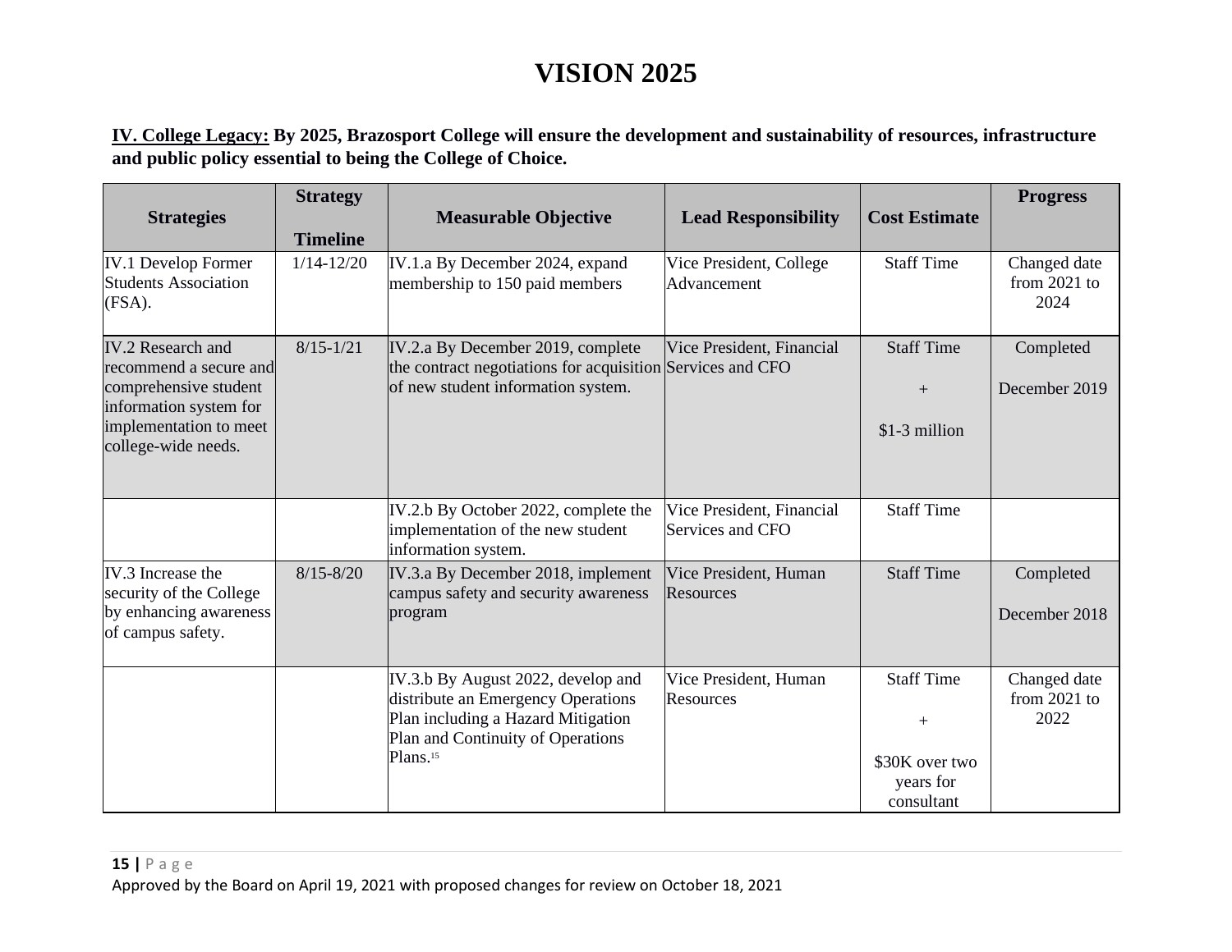# VISION 2025

**IV. College Legacy: By 2025, Brazosport College will ensure the development and sustainability of resources, infrastructure and public policy essential to being the College of Choice.**

| Strategies | Strategy Timeline | Measurable Objective | Lead Responsibility | Cost Estimate | Progress |
|---|---|---|---|---|---|
| IV.1 Develop Former Students Association (FSA). | 1/14-12/20 | IV.1.a By December 2024, expand membership to 150 paid members | Vice President, College Advancement | Staff Time | Changed date from 2021 to 2024 |
| IV.2 Research and recommend a secure and comprehensive student information system for implementation to meet college-wide needs. | 8/15-1/21 | IV.2.a By December 2019, complete the contract negotiations for acquisition of new student information system. | Vice President, Financial Services and CFO | Staff Time + $1-3 million | Completed December 2019 |
| | | IV.2.b By October 2022, complete the implementation of the new student information system. | Vice President, Financial Services and CFO | Staff Time | |
| IV.3 Increase the security of the College by enhancing awareness of campus safety. | 8/15-8/20 | IV.3.a By December 2018, implement campus safety and security awareness program | Vice President, Human Resources | Staff Time | Completed December 2018 |
| | | IV.3.b By August 2022, develop and distribute an Emergency Operations Plan including a Hazard Mitigation Plan and Continuity of Operations Plans.[15] | Vice President, Human Resources | Staff Time + $30K over two years for consultant | Changed date from 2021 to 2022 |

Approved by the Board on April 19, 2021 with proposed changes for review on October 18, 2021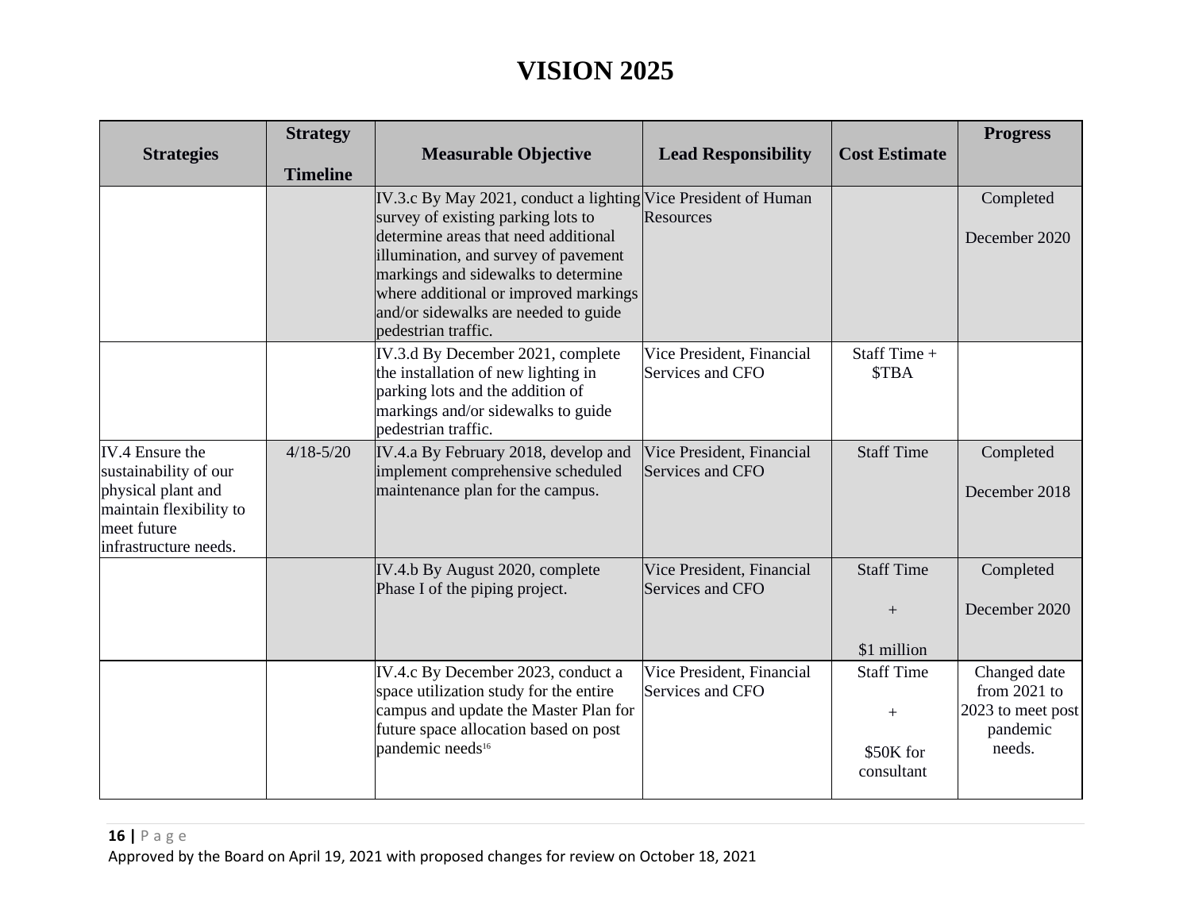# VISION 2025

| Strategies | Strategy Timeline | Measurable Objective | Lead Responsibility | Cost Estimate | Progress |
|---|---|---|---|---|---|
| | | IV.3.c By May 2021, conduct a lighting survey of existing parking lots to determine areas that need additional illumination, and survey of pavement markings and sidewalks to determine where additional or improved markings and/or sidewalks are needed to guide pedestrian traffic. | Vice President of Human Resources | | Completed December 2020 |
| | | IV.3.d By December 2021, complete the installation of new lighting in parking lots and the addition of markings and/or sidewalks to guide pedestrian traffic. | Vice President, Financial Services and CFO | Staff Time + $TBA | |
| IV.4 Ensure the sustainability of our physical plant and maintain flexibility to meet future infrastructure needs. | 4/18-5/20 | IV.4.a By February 2018, develop and implement comprehensive scheduled maintenance plan for the campus. | Vice President, Financial Services and CFO | Staff Time | Completed December 2018 |
| | | IV.4.b By August 2020, complete Phase I of the piping project. | Vice President, Financial Services and CFO | Staff Time + $1 million | Completed December 2020 |
| | | IV.4.c By December 2023, conduct a space utilization study for the entire campus and update the Master Plan for future space allocation based on post pandemic needs[16] | Vice President, Financial Services and CFO | Staff Time + $50K for consultant | Changed date from 2021 to 2023 to meet post pandemic needs. |

Approved by the Board on April 19, 2021 with proposed changes for review on October 18, 2021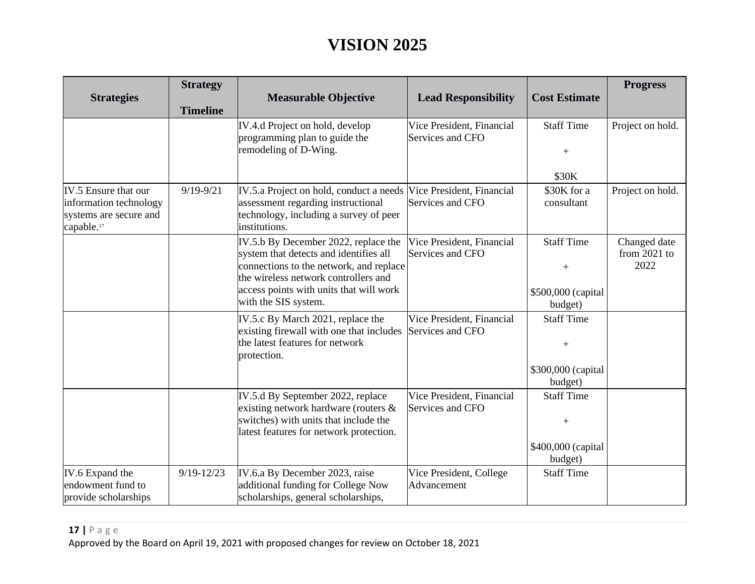# VISION 2025

| Strategies | Strategy Timeline | Measurable Objective | Lead Responsibility | Cost Estimate | Progress |
|---|---|---|---|---|---|
| | | IV.4.d Project on hold, develop programming plan to guide the remodeling of D-Wing. | Vice President, Financial Services and CFO | Staff Time + $30K | Project on hold. |
| IV.5 Ensure that our information technology systems are secure and capable.[17] | 9/19-9/21 | IV.5.a Project on hold, conduct a needs assessment regarding instructional technology, including a survey of peer institutions. | Vice President, Financial Services and CFO | $30K for a consultant | Project on hold. |
| | | IV.5.b By December 2022, replace the system that detects and identifies all connections to the network, and replace the wireless network controllers and access points with units that will work with the SIS system. | Vice President, Financial Services and CFO | Staff Time + $500,000 (capital budget) | Changed date from 2021 to 2022 |
| | | IV.5.c By March 2021, replace the existing firewall with one that includes the latest features for network protection. | Vice President, Financial Services and CFO | Staff Time + $300,000 (capital budget) | |
| | | IV.5.d By September 2022, replace existing network hardware (routers & switches) with units that include the latest features for network protection. | Vice President, Financial Services and CFO | Staff Time + $400,000 (capital budget) | |
| IV.6 Expand the endowment fund to provide scholarships | 9/19-12/23 | IV.6.a By December 2023, raise additional funding for College Now scholarships, general scholarships, | Vice President, College Advancement | Staff Time | |

Approved by the Board on April 19, 2021 with proposed changes for review on October 18, 2021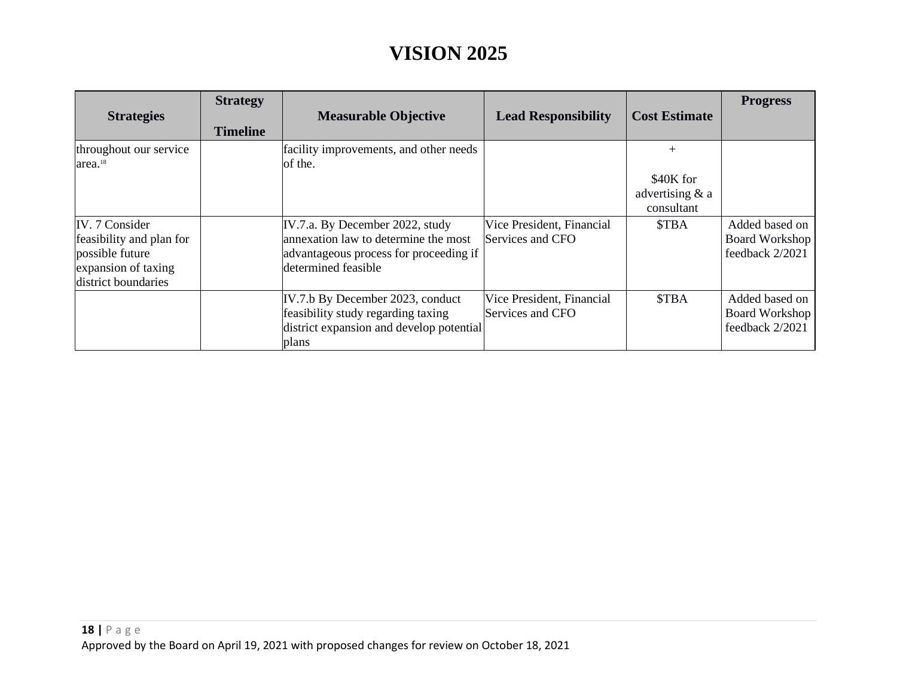# VISION 2025

| Strategies | Strategy Timeline | Measurable Objective | Lead Responsibility | Cost Estimate | Progress |
|---|---|---|---|---|---|
| throughout our service area.[18] | | facility improvements, and other needs of the. | | + $40K for advertising & a consultant | |
| IV. 7 Consider feasibility and plan for possible future expansion of taxing district boundaries | | IV.7.a. By December 2022, study annexation law to determine the most advantageous process for proceeding if determined feasible | Vice President, Financial Services and CFO | $TBA | Added based on Board Workshop feedback 2/2021 |
| | | IV.7.b By December 2023, conduct feasibility study regarding taxing district expansion and develop potential plans | Vice President, Financial Services and CFO | $TBA | Added based on Board Workshop feedback 2/2021 |

Approved by the Board on April 19, 2021 with proposed changes for review on October 18, 2021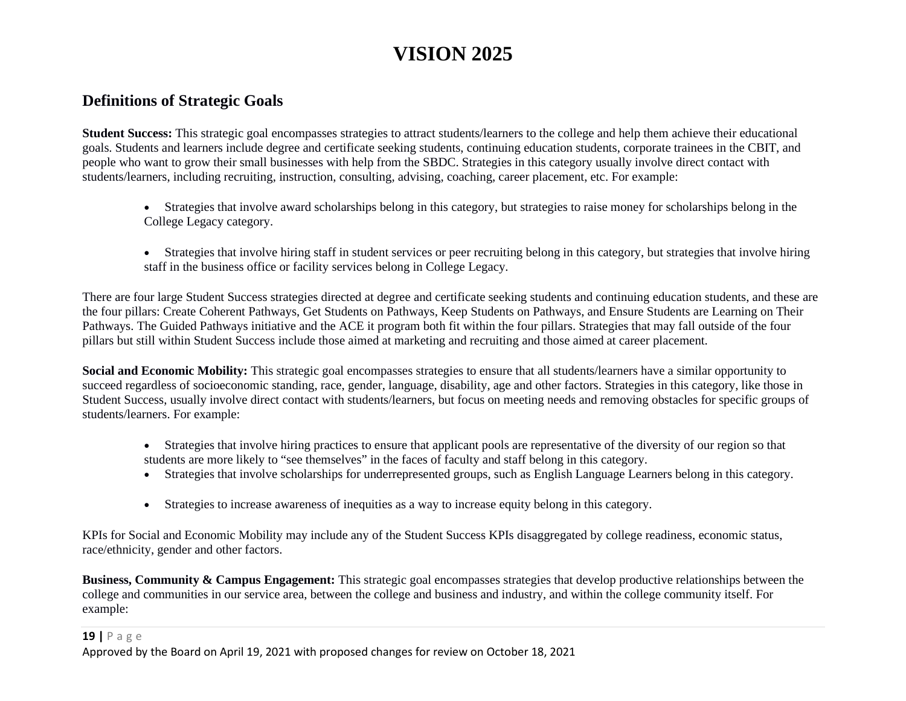# VISION 2025

## Definitions of Strategic Goals

**Student Success:** This strategic goal encompasses strategies to attract students/learners to the college and help them achieve their educational goals. Students and learners include degree and certificate seeking students, continuing education students, corporate trainees in the CBIT, and people who want to grow their small businesses with help from the SBDC. Strategies in this category usually involve direct contact with students/learners, including recruiting, instruction, consulting, advising, coaching, career placement, etc. For example:

- Strategies that involve award scholarships belong in this category, but strategies to raise money for scholarships belong in the College Legacy category.

- Strategies that involve hiring staff in student services or peer recruiting belong in this category, but strategies that involve hiring staff in the business office or facility services belong in College Legacy.

There are four large Student Success strategies directed at degree and certificate seeking students and continuing education students, and these are the four pillars: Create Coherent Pathways, Get Students on Pathways, Keep Students on Pathways, and Ensure Students are Learning on Their Pathways. The Guided Pathways initiative and the ACE it program both fit within the four pillars. Strategies that may fall outside of the four pillars but still within Student Success include those aimed at marketing and recruiting and those aimed at career placement.

**Social and Economic Mobility:** This strategic goal encompasses strategies to ensure that all students/learners have a similar opportunity to succeed regardless of socioeconomic standing, race, gender, language, disability, age and other factors. Strategies in this category, like those in Student Success, usually involve direct contact with students/learners, but focus on meeting needs and removing obstacles for specific groups of students/learners. For example:

- Strategies that involve hiring practices to ensure that applicant pools are representative of the diversity of our region so that students are more likely to "see themselves" in the faces of faculty and staff belong in this category.
- Strategies that involve scholarships for underrepresented groups, such as English Language Learners belong in this category.

- Strategies to increase awareness of inequities as a way to increase equity belong in this category.

KPIs for Social and Economic Mobility may include any of the Student Success KPIs disaggregated by college readiness, economic status, race/ethnicity, gender and other factors.

**Business, Community & Campus Engagement:** This strategic goal encompasses strategies that develop productive relationships between the college and communities in our service area, between the college and business and industry, and within the college community itself. For example: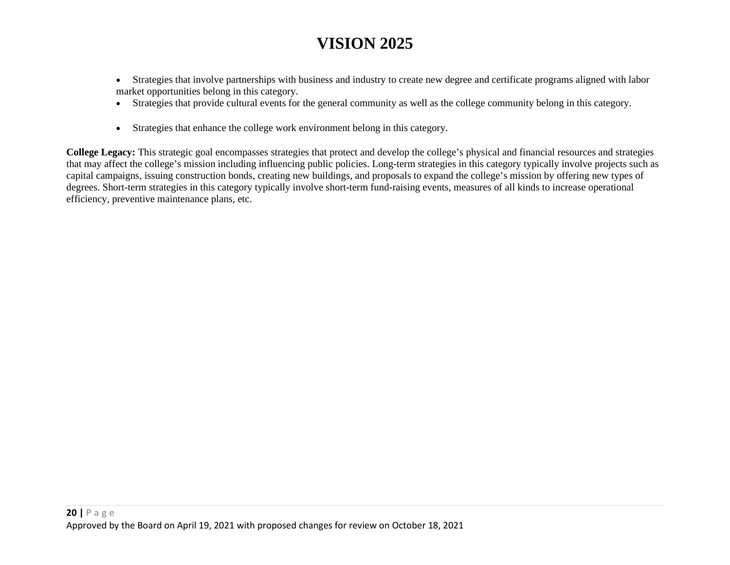- Strategies that involve partnerships with business and industry to create new degree and certificate programs aligned with labor market opportunities belong in this category.
- Strategies that provide cultural events for the general community as well as the college community belong in this category.
- Strategies that enhance the college work environment belong in this category.

**College Legacy:** This strategic goal encompasses strategies that protect and develop the college's physical and financial resources and strategies that may affect the college's mission including influencing public policies. Long-term strategies in this category typically involve projects such as capital campaigns, issuing construction bonds, creating new buildings, and proposals to expand the college's mission by offering new types of degrees. Short-term strategies in this category typically involve short-term fund-raising events, measures of all kinds to increase operational efficiency, preventive maintenance plans, etc.